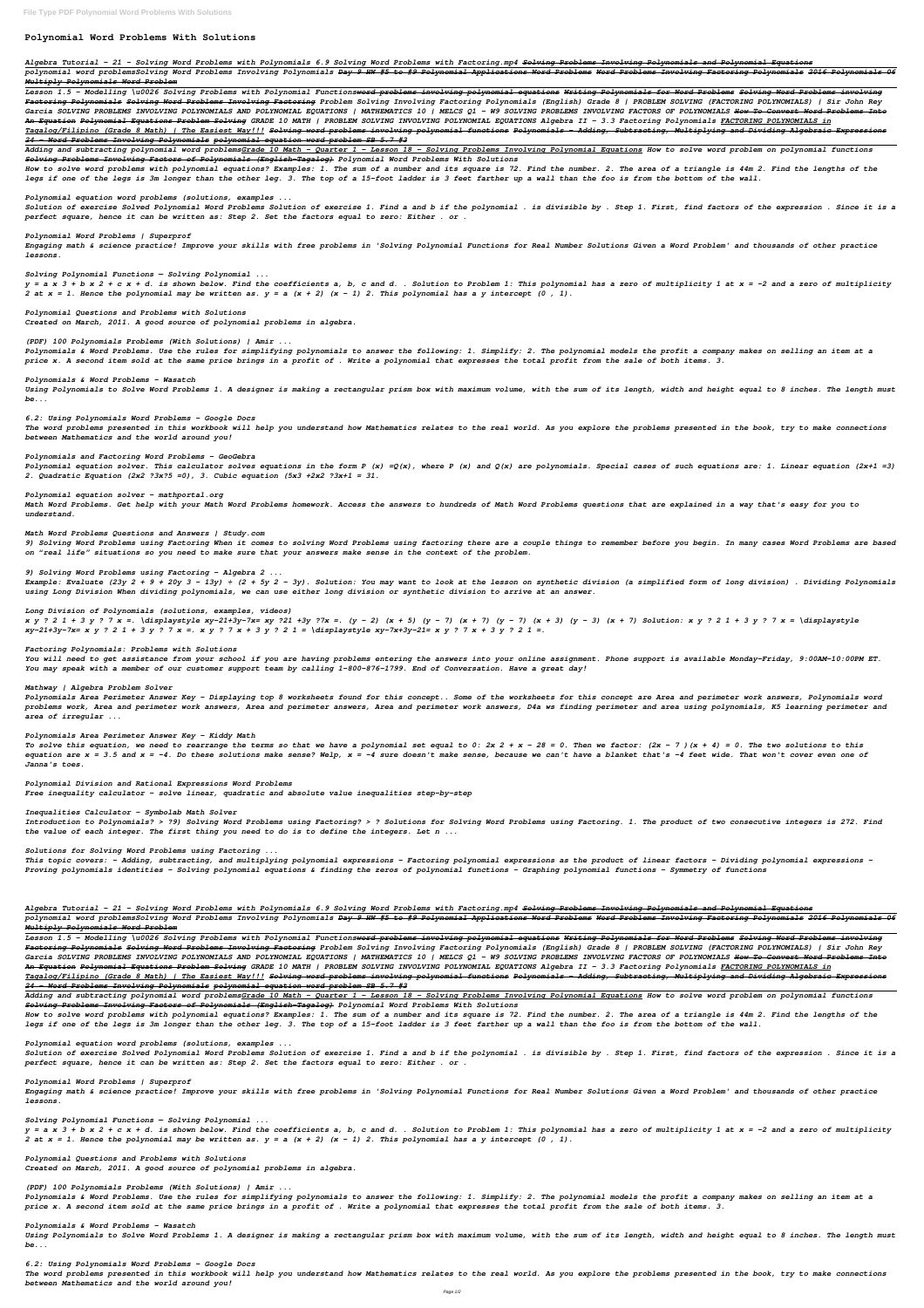# Polynomial Word Problems With Solutions

*Algebra Tutorial - 21 - Solving Word Problems with Polynomials 6.9 Solving Word Problems with Factoring.mp4 ~~Solving Problems Involving Polynomials and Polynomial Equations~~*
*polynomial word problemsSolving Word Problems Involving Polynomials ~~Day 9 HW #5 to #9 Polynomial Applications Word Problems Word Problems Involving Factoring Polynomials 2016 Polynomials 06 Multiply Polynomials Word Problem~~*

*Lesson 1.5 - Modelling \u0026 Solving Problems with Polynomial Functions~~word problems involving polynomial equations Writing Polynomials for Word Problems Solving Word Problems involving Factoring Polynomials Solving Word Problems Involving Factoring~~ Problem Solving Involving Factoring Polynomials (English) Grade 8 | PROBLEM SOLVING (FACTORING POLYNOMIALS) | Sir John Rey Garcia SOLVING PROBLEMS INVOLVING POLYNOMIALS AND POLYNOMIAL EQUATIONS | MATHEMATICS 10 | MELCS Q1 - W9 SOLVING PROBLEMS INVOLVING FACTORS OF POLYNOMIALS ~~How To Convert Word Problems Into An Equation Polynomial Equations Problem Solving~~ GRADE 10 MATH | PROBLEM SOLVING INVOLVING POLYNOMIAL EQUATIONS Algebra II - 3.3 Factoring Polynomials FACTORING POLYNOMIALS in Tagalog/Filipino (Grade 8 Math) | The Easiest Way!!! ~~Solving word problems involving polynomial functions Polynomials - Adding, Subtracting, Multiplying and Dividing Algebraic Expressions 24 - Word Problems Involving Polynomials polynomial equation word problem SB 5.7 #3~~*

*Adding and subtracting polynomial word problemsGrade 10 Math - Quarter 1 - Lesson 18 - Solving Problems Involving Polynomial Equations How to solve word problem on polynomial functions ~~Solving Problems Involving Factors of Polynomials (English-Tagalog)~~ Polynomial Word Problems With Solutions*

*How to solve word problems with polynomial equations? Examples: 1. The sum of a number and its square is 72. Find the number. 2. The area of a triangle is 44m 2. Find the lengths of the legs if one of the legs is 3m longer than the other leg. 3. The top of a 15-foot ladder is 3 feet farther up a wall than the foo is from the bottom of the wall.*

*Polynomial equation word problems (solutions, examples ...*

*Solution of exercise Solved Polynomial Word Problems Solution of exercise 1. Find a and b if the polynomial . is divisible by . Step 1. First, find factors of the expression . Since it is a perfect square, hence it can be written as: Step 2. Set the factors equal to zero: Either . or .*

*Polynomial Word Problems | Superprof*

*Engaging math & science practice! Improve your skills with free problems in 'Solving Polynomial Functions for Real Number Solutions Given a Word Problem' and thousands of other practice lessons.*

*Solving Polynomial Functions — Solving Polynomial ...*

*y = a x 3 + b x 2 + c x + d. is shown below. Find the coefficients a, b, c and d. . Solution to Problem 1: This polynomial has a zero of multiplicity 1 at x = -2 and a zero of multiplicity 2 at x = 1. Hence the polynomial may be written as. y = a (x + 2) (x - 1) 2. This polynomial has a y intercept (0 , 1).*

*Polynomial Questions and Problems with Solutions*
*Created on March, 2011. A good source of polynomial problems in algebra.*

*(PDF) 100 Polynomials Problems (With Solutions) | Amir ...*

*Polynomials & Word Problems. Use the rules for simplifying polynomials to answer the following: 1. Simplify: 2. The polynomial models the profit a company makes on selling an item at a price x. A second item sold at the same price brings in a profit of . Write a polynomial that expresses the total profit from the sale of both items. 3.*

*Polynomials & Word Problems - Wasatch*

*Using Polynomials to Solve Word Problems 1. A designer is making a rectangular prism box with maximum volume, with the sum of its length, width and height equal to 8 inches. The length must be...*

*6.2: Using Polynomials Word Problems - Google Docs*

*The word problems presented in this workbook will help you understand how Mathematics relates to the real world. As you explore the problems presented in the book, try to make connections between Mathematics and the world around you!*

*Polynomials and Factoring Word Problems – GeoGebra*

*Polynomial equation solver. This calculator solves equations in the form P (x) =Q(x), where P (x) and Q(x) are polynomials. Special cases of such equations are: 1. Linear equation (2x+1 =3) 2. Quadratic Equation (2x2 ?3x?5 =0), 3. Cubic equation (5x3 +2x2 ?3x+1 = 31.*

*Polynomial equation solver - mathportal.org*

*Math Word Problems. Get help with your Math Word Problems homework. Access the answers to hundreds of Math Word Problems questions that are explained in a way that's easy for you to understand.*

*Math Word Problems Questions and Answers | Study.com*

*9) Solving Word Problems using Factoring When it comes to solving Word Problems using factoring there are a couple things to remember before you begin. In many cases Word Problems are based on "real life" situations so you need to make sure that your answers make sense in the context of the problem.*

*9) Solving Word Problems using Factoring - Algebra 2 ...*

*Example: Evaluate (23y 2 + 9 + 20y 3 - 13y) ÷ (2 + 5y 2 - 3y). Solution: You may want to look at the lesson on synthetic division (a simplified form of long division) . Dividing Polynomials using Long Division When dividing polynomials, we can use either long division or synthetic division to arrive at an answer.*

*Long Division of Polynomials (solutions, examples, videos)*

*x y ? 2 1 + 3 y ? 7 x =. \displaystyle xy-21+3y-7x= xy ?21 +3y ?7x =. (y − 2) (x + 5) (y − 7) (x + 7) (y − 7) (x + 3) (y − 3) (x + 7) Solution: x y ? 2 1 + 3 y ? 7 x = \displaystyle xy-21+3y-7x= x y ? 2 1 + 3 y ? 7 x =. x y ? 7 x + 3 y ? 2 1 = \displaystyle xy-7x+3y-21= x y ? 7 x + 3 y ? 2 1 =.*

*Factoring Polynomials: Problems with Solutions*

*You will need to get assistance from your school if you are having problems entering the answers into your online assignment. Phone support is available Monday-Friday, 9:00AM-10:00PM ET. You may speak with a member of our customer support team by calling 1-800-876-1799. End of Conversation. Have a great day!*

*Mathway | Algebra Problem Solver*

*Polynomials Area Perimeter Answer Key - Displaying top 8 worksheets found for this concept.. Some of the worksheets for this concept are Area and perimeter work answers, Polynomials word problems work, Area and perimeter work answers, Area and perimeter answers, Area and perimeter work answers, D4a ws finding perimeter and area using polynomials, K5 learning perimeter and area of irregular ...*

*Polynomials Area Perimeter Answer Key - Kiddy Math*

*To solve this equation, we need to rearrange the terms so that we have a polynomial set equal to 0: 2x 2 + x – 28 = 0. Then we factor: (2x – 7 )(x + 4) = 0. The two solutions to this equation are x = 3.5 and x = -4. Do these solutions make sense? Welp, x = -4 sure doesn't make sense, because we can't have a blanket that's -4 feet wide. That won't cover even one of Janna's toes.*

*Polynomial Division and Rational Expressions Word Problems*
*Free inequality calculator - solve linear, quadratic and absolute value inequalities step-by-step*

*Inequalities Calculator - Symbolab Math Solver*

*Introduction to Polynomials? > ?9) Solving Word Problems using Factoring? > ? Solutions for Solving Word Problems using Factoring. 1. The product of two consecutive integers is 272. Find the value of each integer. The first thing you need to do is to define the integers. Let n ...*

*Solutions for Solving Word Problems using Factoring ...*

*This topic covers: - Adding, subtracting, and multiplying polynomial expressions - Factoring polynomial expressions as the product of linear factors - Dividing polynomial expressions - Proving polynomials identities - Solving polynomial equations & finding the zeros of polynomial functions - Graphing polynomial functions - Symmetry of functions*

*Algebra Tutorial - 21 - Solving Word Problems with Polynomials 6.9 Solving Word Problems with Factoring.mp4 ~~Solving Problems Involving Polynomials and Polynomial Equations~~*
*polynomial word problemsSolving Word Problems Involving Polynomials ~~Day 9 HW #5 to #9 Polynomial Applications Word Problems Word Problems Involving Factoring Polynomials 2016 Polynomials 06 Multiply Polynomials Word Problem~~*

*Lesson 1.5 - Modelling \u0026 Solving Problems with Polynomial Functions~~word problems involving polynomial equations Writing Polynomials for Word Problems Solving Word Problems involving Factoring Polynomials Solving Word Problems Involving Factoring~~ Problem Solving Involving Factoring Polynomials (English) Grade 8 | PROBLEM SOLVING (FACTORING POLYNOMIALS) | Sir John Rey Garcia SOLVING PROBLEMS INVOLVING POLYNOMIALS AND POLYNOMIAL EQUATIONS | MATHEMATICS 10 | MELCS Q1 - W9 SOLVING PROBLEMS INVOLVING FACTORS OF POLYNOMIALS ~~How To Convert Word Problems Into An Equation Polynomial Equations Problem Solving~~ GRADE 10 MATH | PROBLEM SOLVING INVOLVING POLYNOMIAL EQUATIONS Algebra II - 3.3 Factoring Polynomials FACTORING POLYNOMIALS in Tagalog/Filipino (Grade 8 Math) | The Easiest Way!!! ~~Solving word problems involving polynomial functions Polynomials - Adding, Subtracting, Multiplying and Dividing Algebraic Expressions 24 - Word Problems Involving Polynomials polynomial equation word problem SB 5.7 #3~~*

*Adding and subtracting polynomial word problemsGrade 10 Math - Quarter 1 - Lesson 18 - Solving Problems Involving Polynomial Equations How to solve word problem on polynomial functions ~~Solving Problems Involving Factors of Polynomials (English-Tagalog)~~ Polynomial Word Problems With Solutions*

*How to solve word problems with polynomial equations? Examples: 1. The sum of a number and its square is 72. Find the number. 2. The area of a triangle is 44m 2. Find the lengths of the legs if one of the legs is 3m longer than the other leg. 3. The top of a 15-foot ladder is 3 feet farther up a wall than the foo is from the bottom of the wall.*

*Polynomial equation word problems (solutions, examples ...*

*Solution of exercise Solved Polynomial Word Problems Solution of exercise 1. Find a and b if the polynomial . is divisible by . Step 1. First, find factors of the expression . Since it is a perfect square, hence it can be written as: Step 2. Set the factors equal to zero: Either . or .*

*Polynomial Word Problems | Superprof*

*Engaging math & science practice! Improve your skills with free problems in 'Solving Polynomial Functions for Real Number Solutions Given a Word Problem' and thousands of other practice lessons.*

*Solving Polynomial Functions — Solving Polynomial ...*

*y = a x 3 + b x 2 + c x + d. is shown below. Find the coefficients a, b, c and d. . Solution to Problem 1: This polynomial has a zero of multiplicity 1 at x = -2 and a zero of multiplicity 2 at x = 1. Hence the polynomial may be written as. y = a (x + 2) (x - 1) 2. This polynomial has a y intercept (0 , 1).*

*Polynomial Questions and Problems with Solutions*
*Created on March, 2011. A good source of polynomial problems in algebra.*

*(PDF) 100 Polynomials Problems (With Solutions) | Amir ...*

*Polynomials & Word Problems. Use the rules for simplifying polynomials to answer the following: 1. Simplify: 2. The polynomial models the profit a company makes on selling an item at a price x. A second item sold at the same price brings in a profit of . Write a polynomial that expresses the total profit from the sale of both items. 3.*

*Polynomials & Word Problems - Wasatch*

*Using Polynomials to Solve Word Problems 1. A designer is making a rectangular prism box with maximum volume, with the sum of its length, width and height equal to 8 inches. The length must be...*

*6.2: Using Polynomials Word Problems - Google Docs*

*The word problems presented in this workbook will help you understand how Mathematics relates to the real world. As you explore the problems presented in the book, try to make connections between Mathematics and the world around you!*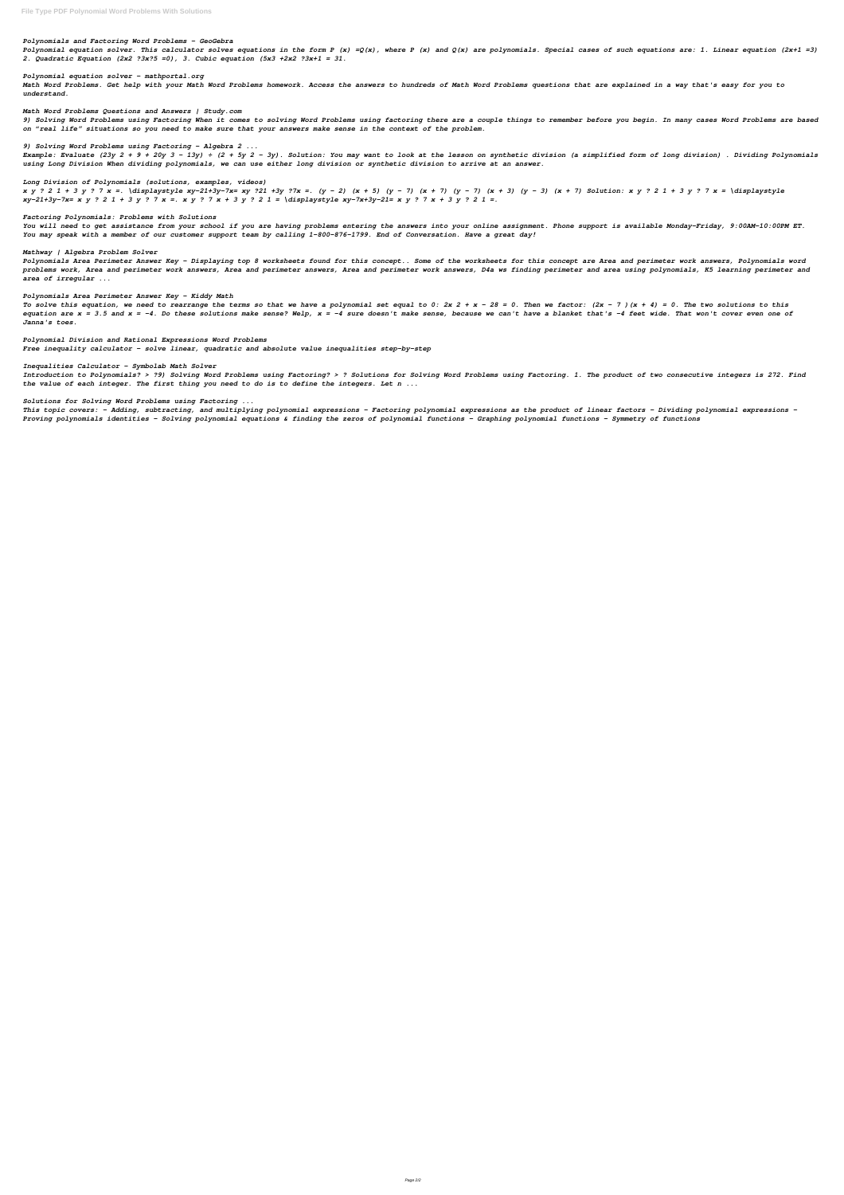*Polynomials and Factoring Word Problems – GeoGebra*

*Polynomial equation solver. This calculator solves equations in the form P (x) =Q(x), where P (x) and Q(x) are polynomials. Special cases of such equations are: 1. Linear equation (2x+1 =3) 2. Quadratic Equation (2x2 ?3x?5 =0), 3. Cubic equation (5x3 +2x2 ?3x+1 = 31.*

*Polynomial equation solver - mathportal.org*

*Math Word Problems. Get help with your Math Word Problems homework. Access the answers to hundreds of Math Word Problems questions that are explained in a way that's easy for you to understand.*

*Math Word Problems Questions and Answers | Study.com*

*9) Solving Word Problems using Factoring When it comes to solving Word Problems using factoring there are a couple things to remember before you begin. In many cases Word Problems are based on "real life" situations so you need to make sure that your answers make sense in the context of the problem.*

*9) Solving Word Problems using Factoring - Algebra 2 ...*

*Example: Evaluate (23y 2 + 9 + 20y 3 – 13y) ÷ (2 + 5y 2 – 3y). Solution: You may want to look at the lesson on synthetic division (a simplified form of long division) . Dividing Polynomials using Long Division When dividing polynomials, we can use either long division or synthetic division to arrive at an answer.*

*Long Division of Polynomials (solutions, examples, videos)*

*x y ? 2 1 + 3 y ? 7 x =. \displaystyle xy-21+3y-7x= xy ?21 +3y ?7x =. (y − 2) (x + 5) (y − 7) (x + 7) (y − 7) (x + 3) (y − 3) (x + 7) Solution: x y ? 2 1 + 3 y ? 7 x = \displaystyle xy-21+3y-7x= x y ? 2 1 + 3 y ? 7 x =. x y ? 7 x + 3 y ? 2 1 = \displaystyle xy-7x+3y-21= x y ? 7 x + 3 y ? 2 1 =.*

*Factoring Polynomials: Problems with Solutions*

*You will need to get assistance from your school if you are having problems entering the answers into your online assignment. Phone support is available Monday-Friday, 9:00AM-10:00PM ET. You may speak with a member of our customer support team by calling 1-800-876-1799. End of Conversation. Have a great day!*

*Mathway | Algebra Problem Solver*

*Polynomials Area Perimeter Answer Key - Displaying top 8 worksheets found for this concept.. Some of the worksheets for this concept are Area and perimeter work answers, Polynomials word problems work, Area and perimeter work answers, Area and perimeter answers, Area and perimeter work answers, D4a ws finding perimeter and area using polynomials, K5 learning perimeter and area of irregular ...*

*Polynomials Area Perimeter Answer Key - Kiddy Math*

*To solve this equation, we need to rearrange the terms so that we have a polynomial set equal to 0: 2x 2 + x – 28 = 0. Then we factor: (2x – 7 )(x + 4) = 0. The two solutions to this equation are x = 3.5 and x = -4. Do these solutions make sense? Welp, x = -4 sure doesn't make sense, because we can't have a blanket that's -4 feet wide. That won't cover even one of Janna's toes.*

*Polynomial Division and Rational Expressions Word Problems*

*Free inequality calculator - solve linear, quadratic and absolute value inequalities step-by-step*

*Inequalities Calculator - Symbolab Math Solver*

*Introduction to Polynomials? > ?9) Solving Word Problems using Factoring? > ? Solutions for Solving Word Problems using Factoring. 1. The product of two consecutive integers is 272. Find the value of each integer. The first thing you need to do is to define the integers. Let n ...*

*Solutions for Solving Word Problems using Factoring ...*

*This topic covers: - Adding, subtracting, and multiplying polynomial expressions - Factoring polynomial expressions as the product of linear factors - Dividing polynomial expressions - Proving polynomials identities - Solving polynomial equations & finding the zeros of polynomial functions - Graphing polynomial functions - Symmetry of functions*